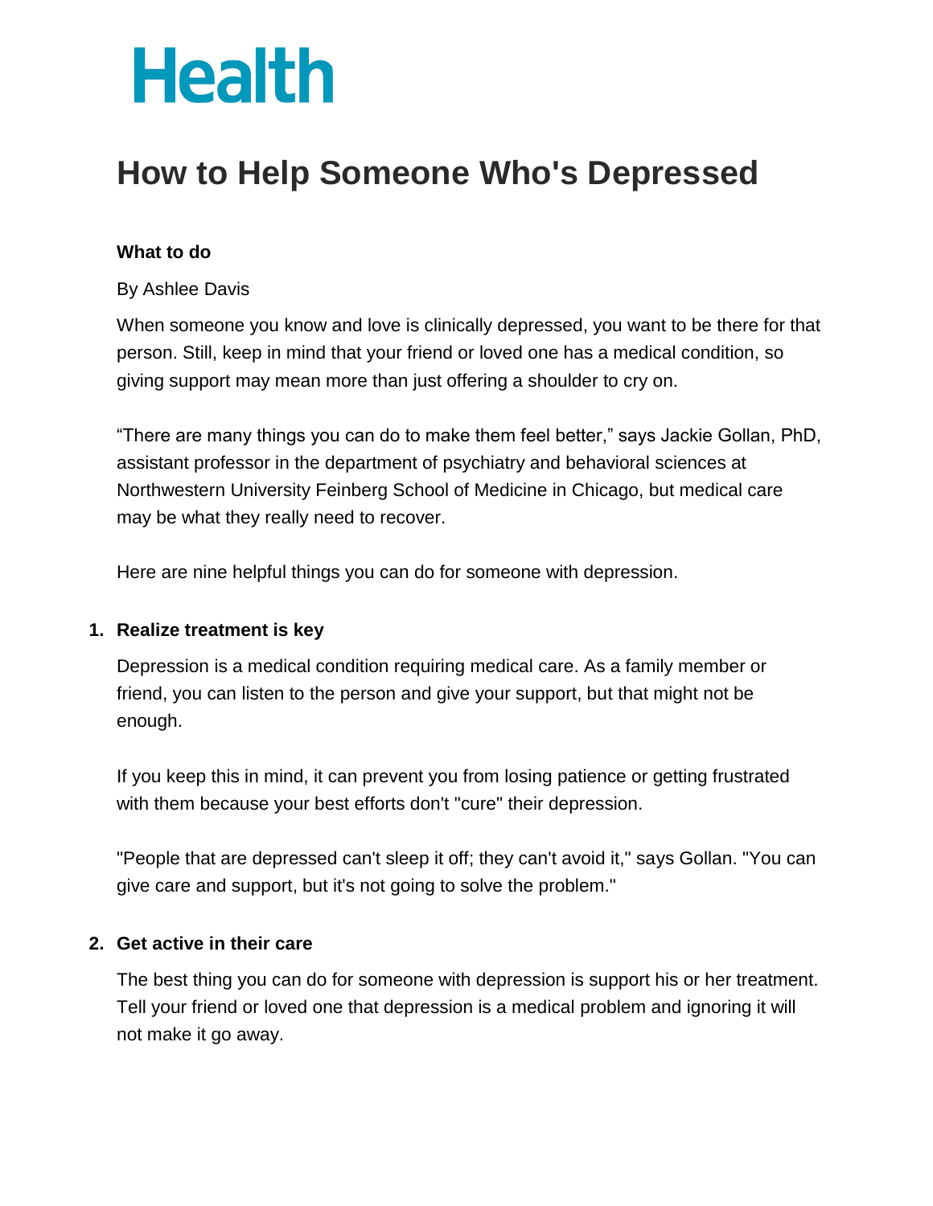# Health

## How to Help Someone Who's Depressed

**What to do**

By Ashlee Davis

When someone you know and love is clinically depressed, you want to be there for that person. Still, keep in mind that your friend or loved one has a medical condition, so giving support may mean more than just offering a shoulder to cry on.

“There are many things you can do to make them feel better,” says Jackie Gollan, PhD, assistant professor in the department of psychiatry and behavioral sciences at Northwestern University Feinberg School of Medicine in Chicago, but medical care may be what they really need to recover.

Here are nine helpful things you can do for someone with depression.

1. **Realize treatment is key**

   Depression is a medical condition requiring medical care. As a family member or friend, you can listen to the person and give your support, but that might not be enough.

   If you keep this in mind, it can prevent you from losing patience or getting frustrated with them because your best efforts don't "cure" their depression.

   "People that are depressed can't sleep it off; they can't avoid it," says Gollan. "You can give care and support, but it's not going to solve the problem."

2. **Get active in their care**

   The best thing you can do for someone with depression is support his or her treatment. Tell your friend or loved one that depression is a medical problem and ignoring it will not make it go away.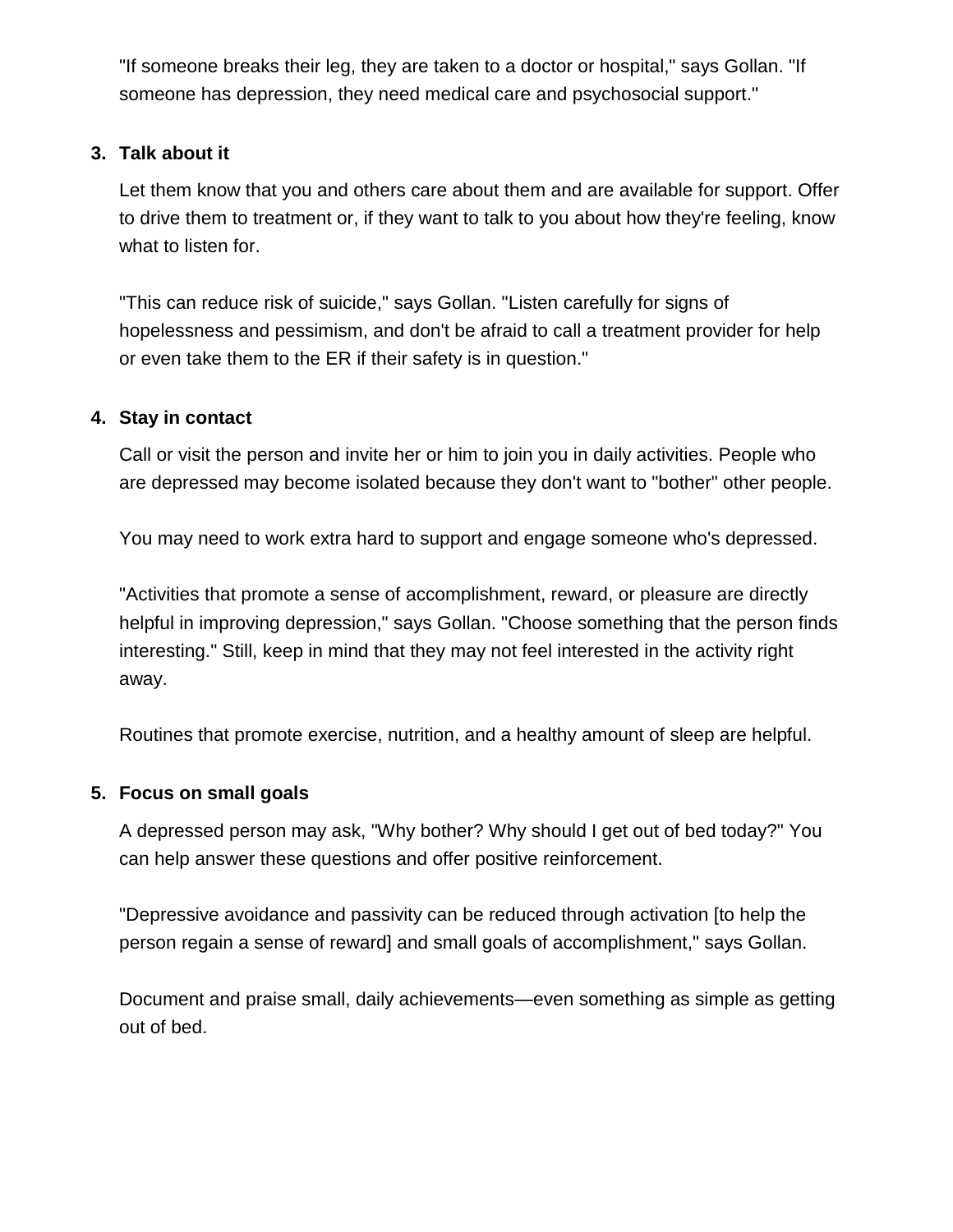"If someone breaks their leg, they are taken to a doctor or hospital," says Gollan. "If someone has depression, they need medical care and psychosocial support."

3. **Talk about it**

   Let them know that you and others care about them and are available for support. Offer to drive them to treatment or, if they want to talk to you about how they're feeling, know what to listen for.

   "This can reduce risk of suicide," says Gollan. "Listen carefully for signs of hopelessness and pessimism, and don't be afraid to call a treatment provider for help or even take them to the ER if their safety is in question."

4. **Stay in contact**

   Call or visit the person and invite her or him to join you in daily activities. People who are depressed may become isolated because they don't want to "bother" other people.

   You may need to work extra hard to support and engage someone who's depressed.

   "Activities that promote a sense of accomplishment, reward, or pleasure are directly helpful in improving depression," says Gollan. "Choose something that the person finds interesting." Still, keep in mind that they may not feel interested in the activity right away.

   Routines that promote exercise, nutrition, and a healthy amount of sleep are helpful.

5. **Focus on small goals**

   A depressed person may ask, "Why bother? Why should I get out of bed today?" You can help answer these questions and offer positive reinforcement.

   "Depressive avoidance and passivity can be reduced through activation [to help the person regain a sense of reward] and small goals of accomplishment," says Gollan.

   Document and praise small, daily achievements—even something as simple as getting out of bed.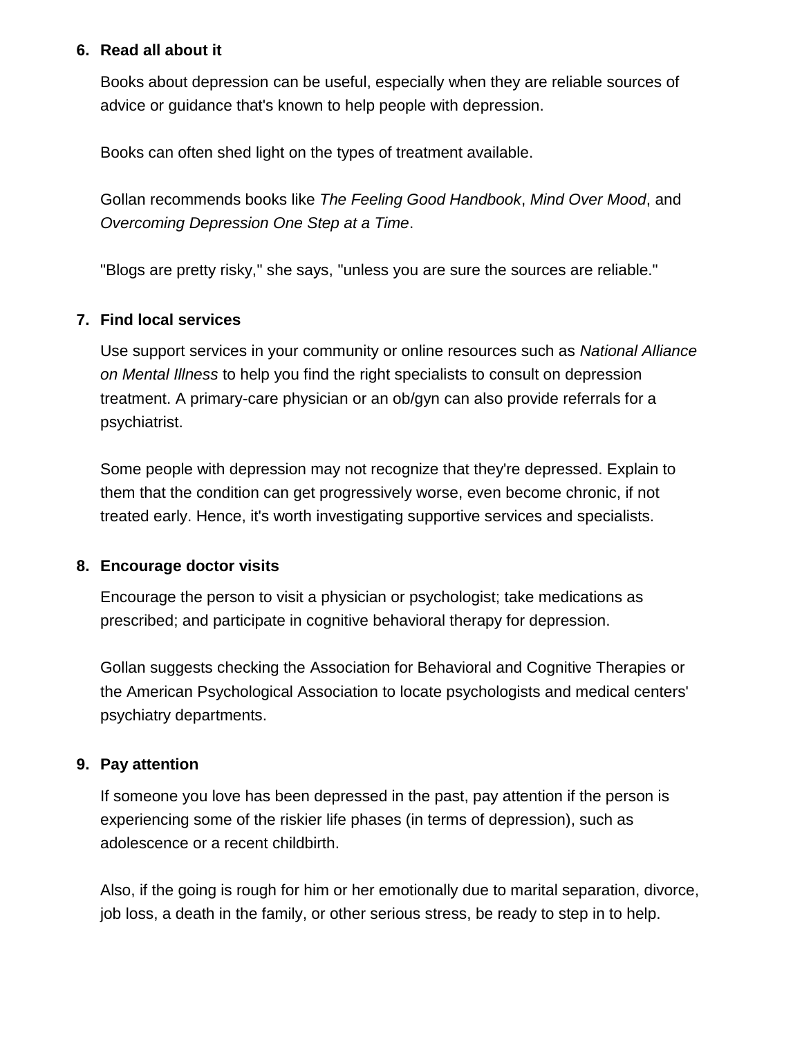6. **Read all about it**

   Books about depression can be useful, especially when they are reliable sources of advice or guidance that's known to help people with depression.

   Books can often shed light on the types of treatment available.

   Gollan recommends books like *The Feeling Good Handbook*, *Mind Over Mood*, and *Overcoming Depression One Step at a Time*.

   "Blogs are pretty risky," she says, "unless you are sure the sources are reliable."

7. **Find local services**

   Use support services in your community or online resources such as *National Alliance on Mental Illness* to help you find the right specialists to consult on depression treatment. A primary-care physician or an ob/gyn can also provide referrals for a psychiatrist.

   Some people with depression may not recognize that they're depressed. Explain to them that the condition can get progressively worse, even become chronic, if not treated early. Hence, it's worth investigating supportive services and specialists.

8. **Encourage doctor visits**

   Encourage the person to visit a physician or psychologist; take medications as prescribed; and participate in cognitive behavioral therapy for depression.

   Gollan suggests checking the Association for Behavioral and Cognitive Therapies or the American Psychological Association to locate psychologists and medical centers' psychiatry departments.

9. **Pay attention**

   If someone you love has been depressed in the past, pay attention if the person is experiencing some of the riskier life phases (in terms of depression), such as adolescence or a recent childbirth.

   Also, if the going is rough for him or her emotionally due to marital separation, divorce, job loss, a death in the family, or other serious stress, be ready to step in to help.